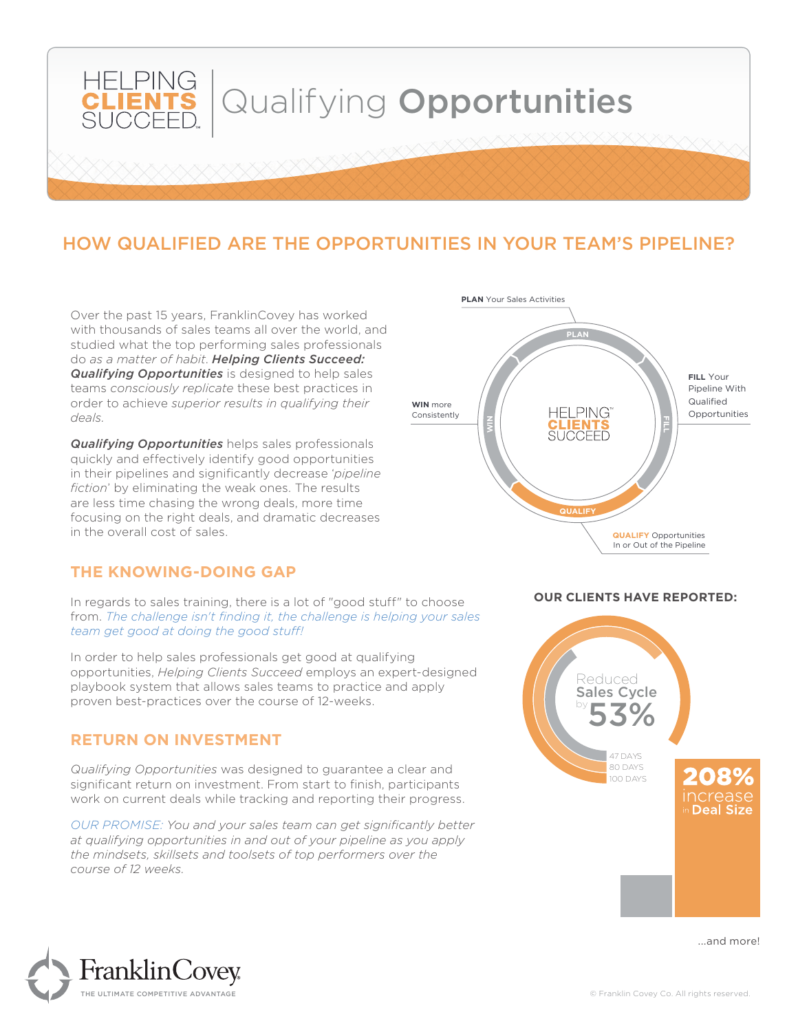# HELPING CLIENTS SUCCEED | Qualifying **Opportunities**

## HOW QUALIFIED ARE THE OPPORTUNITIES IN YOUR TEAM'S PIPELINE?

Over the past 15 years, FranklinCovey has worked with thousands of sales teams all over the world, and studied what the top performing sales professionals do *as a matter of habit*. ***Helping Clients Succeed: Qualifying Opportunities*** is designed to help sales teams *consciously replicate* these best practices in order to achieve *superior results in qualifying their deals*.

***Qualifying Opportunities*** helps sales professionals quickly and effectively identify good opportunities in their pipelines and significantly decrease '*pipeline fiction*' by eliminating the weak ones. The results are less time chasing the wrong deals, more time focusing on the right deals, and dramatic decreases in the overall cost of sales.

**PLAN** Your Sales Activities

**FILL** Your Pipeline With Qualified Opportunities

**QUALIFY** Opportunities In or Out of the Pipeline

**WIN** more Consistently

### THE KNOWING-DOING GAP

In regards to sales training, there is a lot of "good stuff" to choose from. *The challenge isn't finding it, the challenge is helping your sales team get good at doing the good stuff!*

In order to help sales professionals get good at qualifying opportunities, *Helping Clients Succeed* employs an expert-designed playbook system that allows sales teams to practice and apply proven best-practices over the course of 12-weeks.

### RETURN ON INVESTMENT

*Qualifying Opportunities* was designed to guarantee a clear and significant return on investment. From start to finish, participants work on current deals while tracking and reporting their progress.

*OUR PROMISE: You and your sales team can get significantly better at qualifying opportunities in and out of your pipeline as you apply the mindsets, skillsets and toolsets of top performers over the course of 12 weeks.*

### OUR CLIENTS HAVE REPORTED:

Reduced **Sales Cycle** by **53%** (47 DAYS, 80 DAYS, 100 DAYS)

**208%** increase in **Deal Size**

...and more!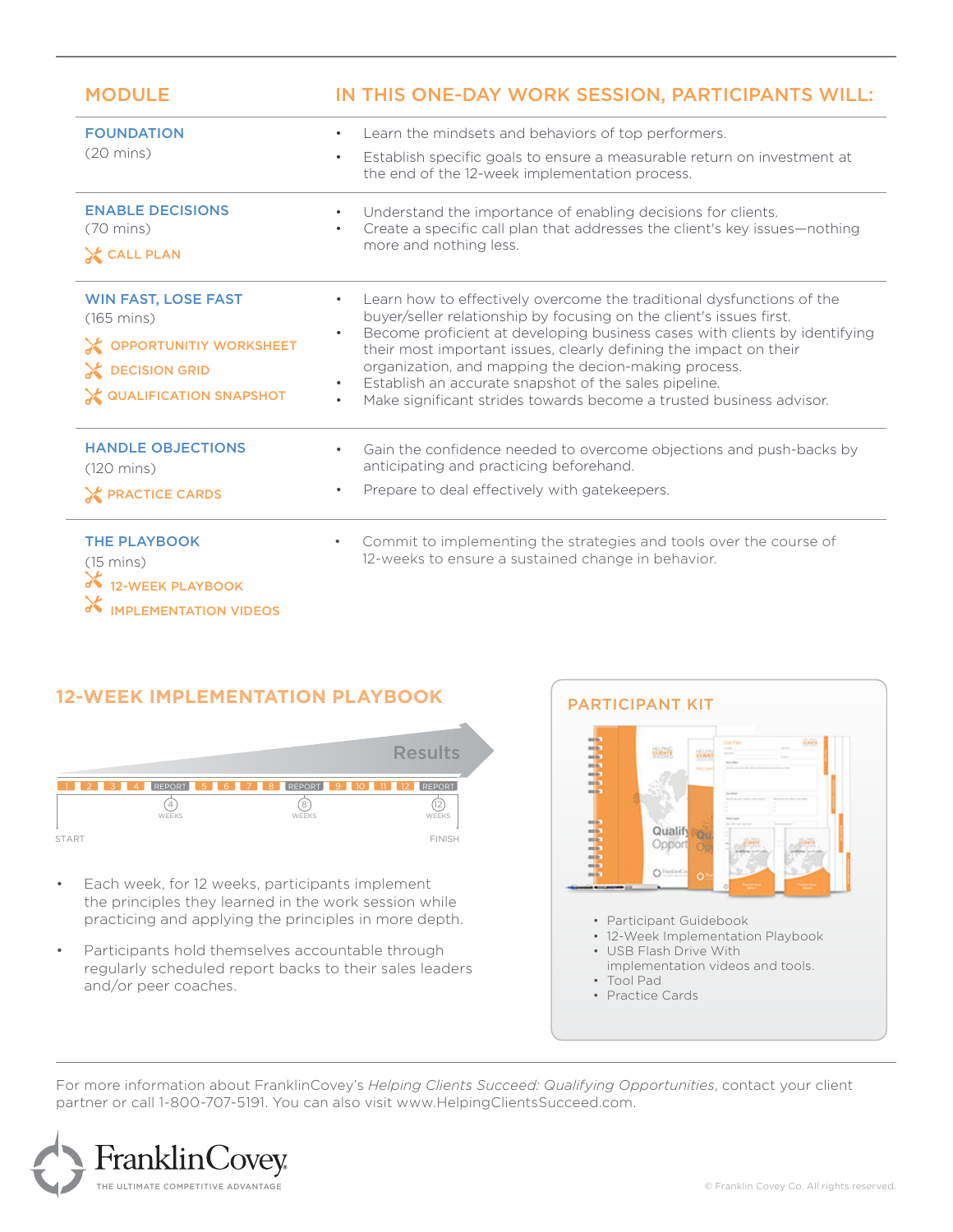| MODULE | IN THIS ONE-DAY WORK SESSION, PARTICIPANTS WILL: |
|---|---|
| **FOUNDATION** (20 mins) | • Learn the mindsets and behaviors of top performers.<br>• Establish specific goals to ensure a measurable return on investment at the end of the 12-week implementation process. |
| **ENABLE DECISIONS** (70 mins)<br>CALL PLAN | • Understand the importance of enabling decisions for clients.<br>• Create a specific call plan that addresses the client's key issues—nothing more and nothing less. |
| **WIN FAST, LOSE FAST** (165 mins)<br>OPPORTUNITIY WORKSHEET<br>DECISION GRID<br>QUALIFICATION SNAPSHOT | • Learn how to effectively overcome the traditional dysfunctions of the buyer/seller relationship by focusing on the client's issues first.<br>• Become proficient at developing business cases with clients by identifying their most important issues, clearly defining the impact on their organization, and mapping the decion-making process.<br>• Establish an accurate snapshot of the sales pipeline.<br>• Make significant strides towards become a trusted business advisor. |
| **HANDLE OBJECTIONS** (120 mins)<br>PRACTICE CARDS | • Gain the confidence needed to overcome objections and push-backs by anticipating and practicing beforehand.<br>• Prepare to deal effectively with gatekeepers. |
| **THE PLAYBOOK** (15 mins)<br>12-WEEK PLAYBOOK<br>IMPLEMENTATION VIDEOS | • Commit to implementing the strategies and tools over the course of 12-weeks to ensure a sustained change in behavior. |

## 12-WEEK IMPLEMENTATION PLAYBOOK

Results

1 2 3 4 REPORT 5 6 7 8 REPORT 9 10 11 12 REPORT

4 WEEKS 8 WEEKS 12 WEEKS

START FINISH

- Each week, for 12 weeks, participants implement the principles they learned in the work session while practicing and applying the principles in more depth.
- Participants hold themselves accountable through regularly scheduled report backs to their sales leaders and/or peer coaches.

## PARTICIPANT KIT

- Participant Guidebook
- 12-Week Implementation Playbook
- USB Flash Drive With implementation videos and tools.
- Tool Pad
- Practice Cards

For more information about FranklinCovey's *Helping Clients Succeed: Qualifying Opportunities*, contact your client partner or call 1-800-707-5191. You can also visit www.HelpingClientsSucceed.com.

FranklinCovey
THE ULTIMATE COMPETITIVE ADVANTAGE

© Franklin Covey Co. All rights reserved.